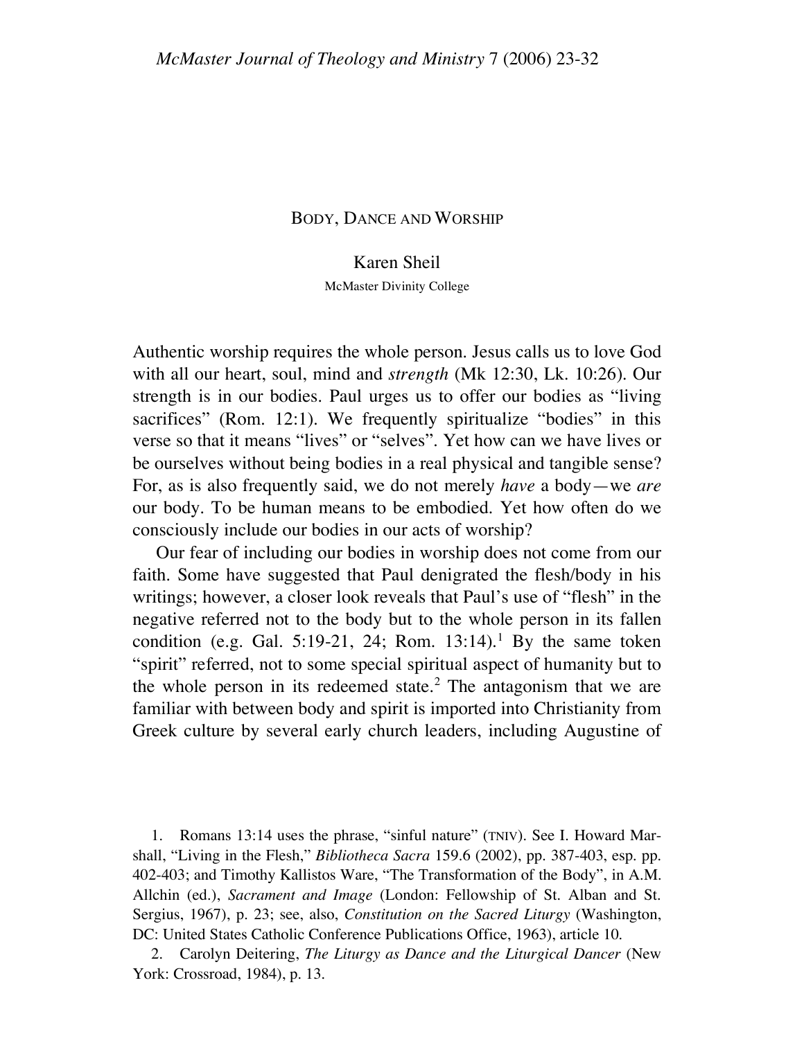# BODY, DANCE AND WORSHIP

Karen Sheil

McMaster Divinity College

Authentic worship requires the whole person. Jesus calls us to love God with all our heart, soul, mind and *strength* (Mk 12:30, Lk. 10:26). Our strength is in our bodies. Paul urges us to offer our bodies as "living sacrifices" (Rom. 12:1). We frequently spiritualize "bodies" in this verse so that it means "lives" or "selves". Yet how can we have lives or be ourselves without being bodies in a real physical and tangible sense? For, as is also frequently said, we do not merely *have* a body—we *are* our body. To be human means to be embodied. Yet how often do we consciously include our bodies in our acts of worship?

Our fear of including our bodies in worship does not come from our faith. Some have suggested that Paul denigrated the flesh/body in his writings; however, a closer look reveals that Paul's use of "flesh" in the negative referred not to the body but to the whole person in its fallen condition (e.g. Gal. 5:19-21, 24; Rom. 13:14).[1] By the same token "spirit" referred, not to some special spiritual aspect of humanity but to the whole person in its redeemed state.[2] The antagonism that we are familiar with between body and spirit is imported into Christianity from Greek culture by several early church leaders, including Augustine of

1. Romans 13:14 uses the phrase, "sinful nature" (TNIV). See I. Howard Marshall, "Living in the Flesh," *Bibliotheca Sacra* 159.6 (2002), pp. 387-403, esp. pp. 402-403; and Timothy Kallistos Ware, "The Transformation of the Body", in A.M. Allchin (ed.), *Sacrament and Image* (London: Fellowship of St. Alban and St. Sergius, 1967), p. 23; see, also, *Constitution on the Sacred Liturgy* (Washington, DC: United States Catholic Conference Publications Office, 1963), article 10.

2. Carolyn Deitering, *The Liturgy as Dance and the Liturgical Dancer* (New York: Crossroad, 1984), p. 13.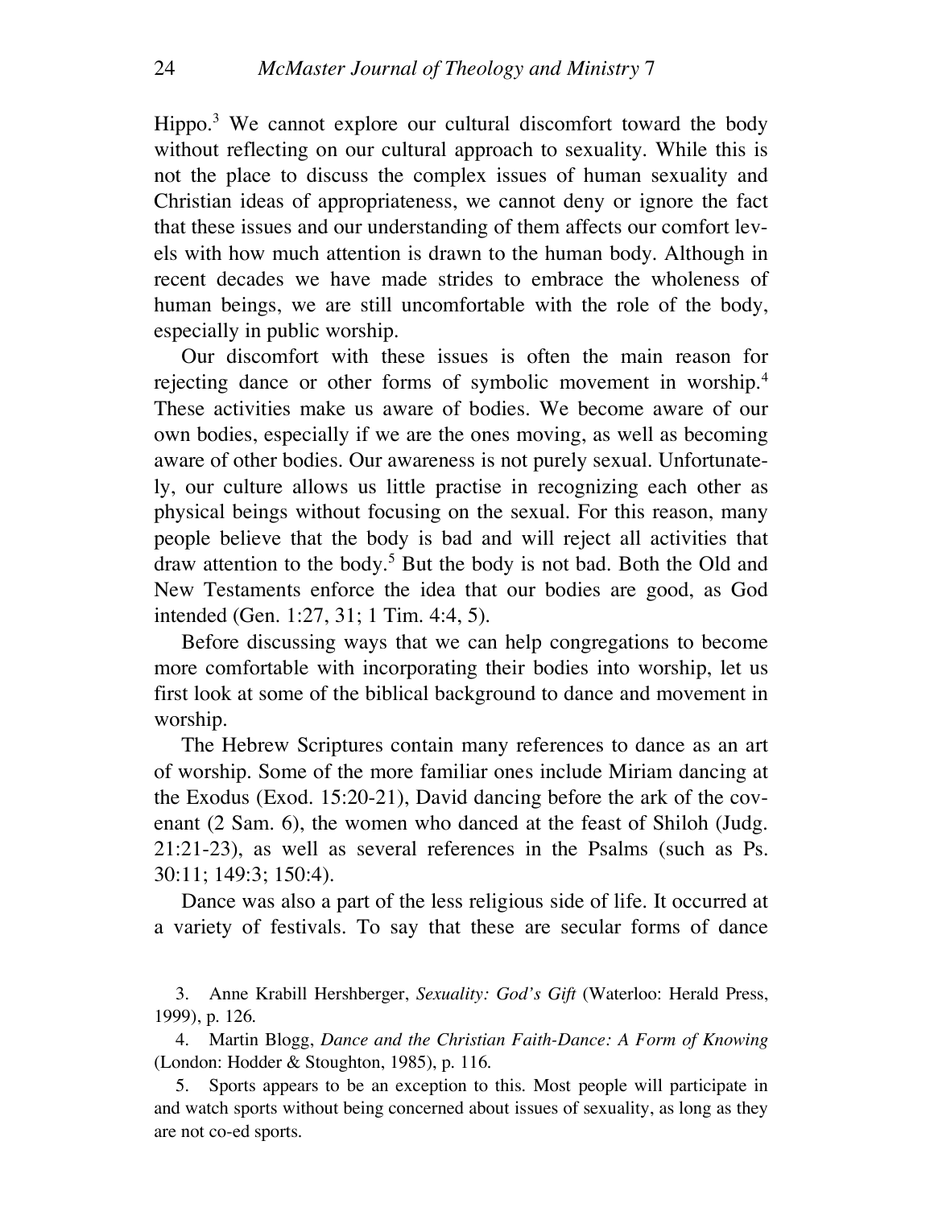Hippo.[3] We cannot explore our cultural discomfort toward the body without reflecting on our cultural approach to sexuality. While this is not the place to discuss the complex issues of human sexuality and Christian ideas of appropriateness, we cannot deny or ignore the fact that these issues and our understanding of them affects our comfort levels with how much attention is drawn to the human body. Although in recent decades we have made strides to embrace the wholeness of human beings, we are still uncomfortable with the role of the body, especially in public worship.

Our discomfort with these issues is often the main reason for rejecting dance or other forms of symbolic movement in worship.[4] These activities make us aware of bodies. We become aware of our own bodies, especially if we are the ones moving, as well as becoming aware of other bodies. Our awareness is not purely sexual. Unfortunately, our culture allows us little practise in recognizing each other as physical beings without focusing on the sexual. For this reason, many people believe that the body is bad and will reject all activities that draw attention to the body.[5] But the body is not bad. Both the Old and New Testaments enforce the idea that our bodies are good, as God intended (Gen. 1:27, 31; 1 Tim. 4:4, 5).

Before discussing ways that we can help congregations to become more comfortable with incorporating their bodies into worship, let us first look at some of the biblical background to dance and movement in worship.

The Hebrew Scriptures contain many references to dance as an art of worship. Some of the more familiar ones include Miriam dancing at the Exodus (Exod. 15:20-21), David dancing before the ark of the covenant (2 Sam. 6), the women who danced at the feast of Shiloh (Judg. 21:21-23), as well as several references in the Psalms (such as Ps. 30:11; 149:3; 150:4).

Dance was also a part of the less religious side of life. It occurred at a variety of festivals. To say that these are secular forms of dance

3. Anne Krabill Hershberger, *Sexuality: God's Gift* (Waterloo: Herald Press, 1999), p. 126.

4. Martin Blogg, *Dance and the Christian Faith-Dance: A Form of Knowing* (London: Hodder & Stoughton, 1985), p. 116.

5. Sports appears to be an exception to this. Most people will participate in and watch sports without being concerned about issues of sexuality, as long as they are not co-ed sports.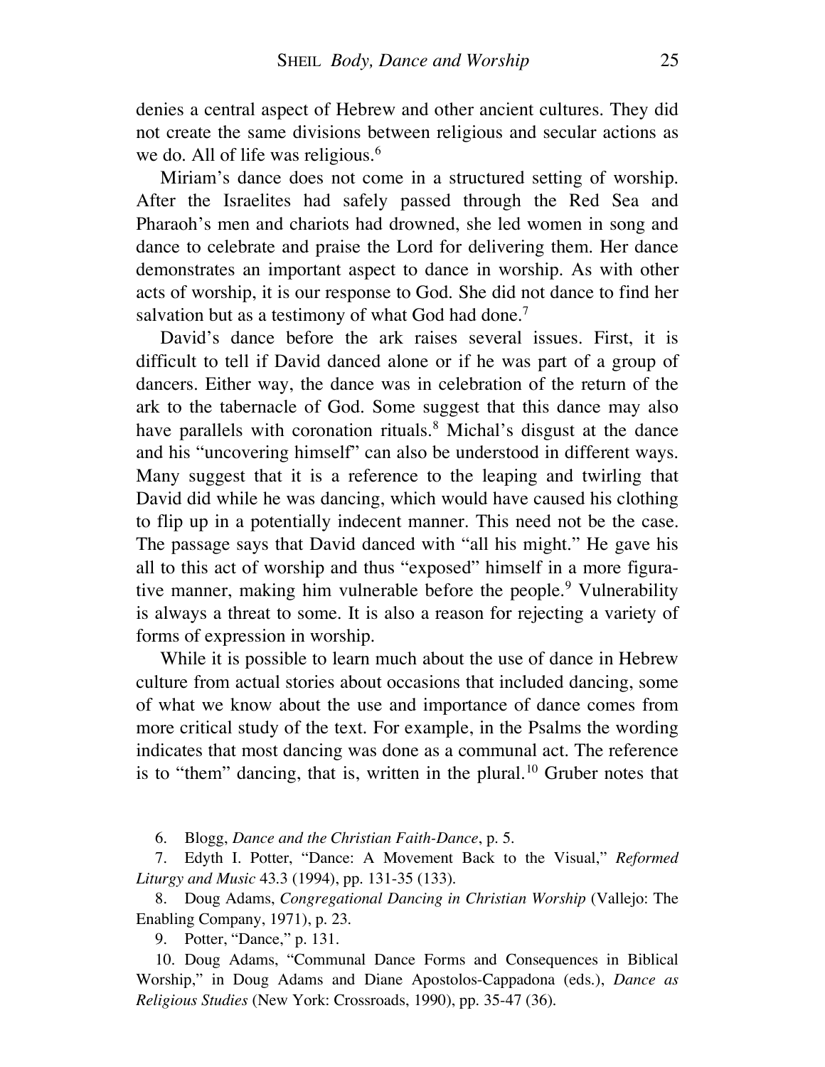denies a central aspect of Hebrew and other ancient cultures. They did not create the same divisions between religious and secular actions as we do. All of life was religious.[6]

Miriam's dance does not come in a structured setting of worship. After the Israelites had safely passed through the Red Sea and Pharaoh's men and chariots had drowned, she led women in song and dance to celebrate and praise the Lord for delivering them. Her dance demonstrates an important aspect to dance in worship. As with other acts of worship, it is our response to God. She did not dance to find her salvation but as a testimony of what God had done.[7]

David's dance before the ark raises several issues. First, it is difficult to tell if David danced alone or if he was part of a group of dancers. Either way, the dance was in celebration of the return of the ark to the tabernacle of God. Some suggest that this dance may also have parallels with coronation rituals.[8] Michal's disgust at the dance and his "uncovering himself" can also be understood in different ways. Many suggest that it is a reference to the leaping and twirling that David did while he was dancing, which would have caused his clothing to flip up in a potentially indecent manner. This need not be the case. The passage says that David danced with "all his might." He gave his all to this act of worship and thus "exposed" himself in a more figurative manner, making him vulnerable before the people.[9] Vulnerability is always a threat to some. It is also a reason for rejecting a variety of forms of expression in worship.

While it is possible to learn much about the use of dance in Hebrew culture from actual stories about occasions that included dancing, some of what we know about the use and importance of dance comes from more critical study of the text. For example, in the Psalms the wording indicates that most dancing was done as a communal act. The reference is to "them" dancing, that is, written in the plural.[10] Gruber notes that

6. Blogg, *Dance and the Christian Faith-Dance*, p. 5.

7. Edyth I. Potter, "Dance: A Movement Back to the Visual," *Reformed Liturgy and Music* 43.3 (1994), pp. 131-35 (133).

8. Doug Adams, *Congregational Dancing in Christian Worship* (Vallejo: The Enabling Company, 1971), p. 23.

9. Potter, "Dance," p. 131.

10. Doug Adams, "Communal Dance Forms and Consequences in Biblical Worship," in Doug Adams and Diane Apostolos-Cappadona (eds.), *Dance as Religious Studies* (New York: Crossroads, 1990), pp. 35-47 (36).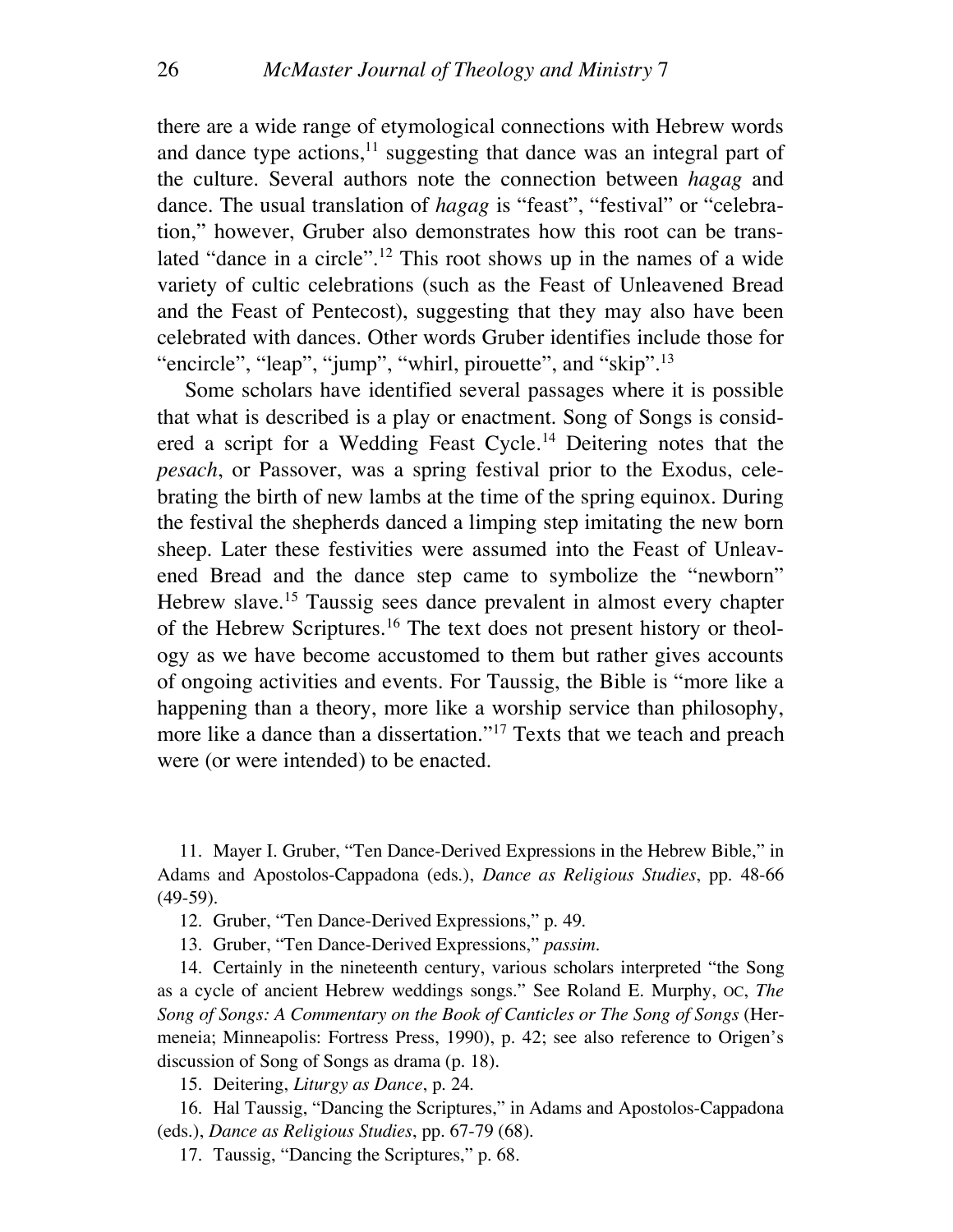there are a wide range of etymological connections with Hebrew words and dance type actions,[11] suggesting that dance was an integral part of the culture. Several authors note the connection between *hagag* and dance. The usual translation of *hagag* is "feast", "festival" or "celebration," however, Gruber also demonstrates how this root can be translated "dance in a circle".[12] This root shows up in the names of a wide variety of cultic celebrations (such as the Feast of Unleavened Bread and the Feast of Pentecost), suggesting that they may also have been celebrated with dances. Other words Gruber identifies include those for "encircle", "leap", "jump", "whirl, pirouette", and "skip".[13]

Some scholars have identified several passages where it is possible that what is described is a play or enactment. Song of Songs is considered a script for a Wedding Feast Cycle.[14] Deitering notes that the *pesach*, or Passover, was a spring festival prior to the Exodus, celebrating the birth of new lambs at the time of the spring equinox. During the festival the shepherds danced a limping step imitating the new born sheep. Later these festivities were assumed into the Feast of Unleavened Bread and the dance step came to symbolize the "newborn" Hebrew slave.[15] Taussig sees dance prevalent in almost every chapter of the Hebrew Scriptures.[16] The text does not present history or theology as we have become accustomed to them but rather gives accounts of ongoing activities and events. For Taussig, the Bible is "more like a happening than a theory, more like a worship service than philosophy, more like a dance than a dissertation."[17] Texts that we teach and preach were (or were intended) to be enacted.

11. Mayer I. Gruber, "Ten Dance-Derived Expressions in the Hebrew Bible," in Adams and Apostolos-Cappadona (eds.), *Dance as Religious Studies*, pp. 48-66 (49-59).

12. Gruber, "Ten Dance-Derived Expressions," p. 49.

13. Gruber, "Ten Dance-Derived Expressions," *passim*.

14. Certainly in the nineteenth century, various scholars interpreted "the Song as a cycle of ancient Hebrew weddings songs." See Roland E. Murphy, OC, *The Song of Songs: A Commentary on the Book of Canticles or The Song of Songs* (Hermeneia; Minneapolis: Fortress Press, 1990), p. 42; see also reference to Origen's discussion of Song of Songs as drama (p. 18).

15. Deitering, *Liturgy as Dance*, p. 24.

16. Hal Taussig, "Dancing the Scriptures," in Adams and Apostolos-Cappadona (eds.), *Dance as Religious Studies*, pp. 67-79 (68).

17. Taussig, "Dancing the Scriptures," p. 68.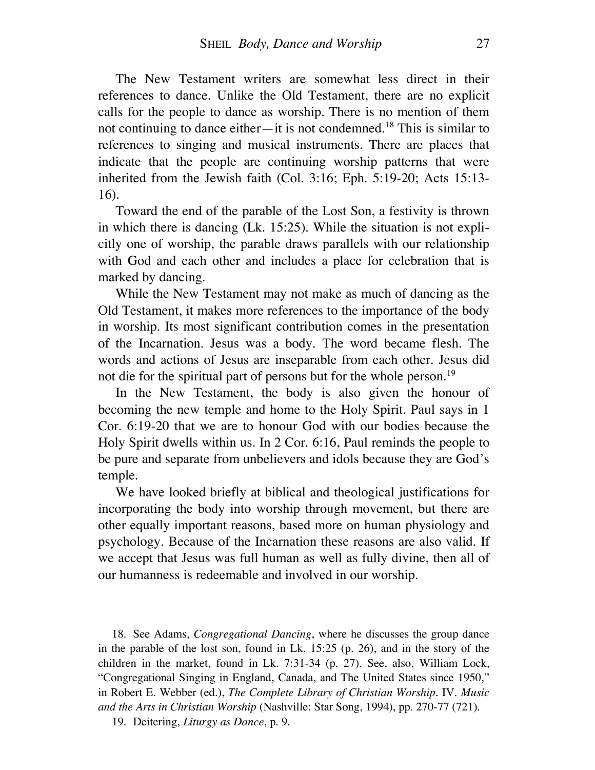The New Testament writers are somewhat less direct in their references to dance. Unlike the Old Testament, there are no explicit calls for the people to dance as worship. There is no mention of them not continuing to dance either—it is not condemned.[18] This is similar to references to singing and musical instruments. There are places that indicate that the people are continuing worship patterns that were inherited from the Jewish faith (Col. 3:16; Eph. 5:19-20; Acts 15:13-16).

Toward the end of the parable of the Lost Son, a festivity is thrown in which there is dancing (Lk. 15:25). While the situation is not explicitly one of worship, the parable draws parallels with our relationship with God and each other and includes a place for celebration that is marked by dancing.

While the New Testament may not make as much of dancing as the Old Testament, it makes more references to the importance of the body in worship. Its most significant contribution comes in the presentation of the Incarnation. Jesus was a body. The word became flesh. The words and actions of Jesus are inseparable from each other. Jesus did not die for the spiritual part of persons but for the whole person.[19]

In the New Testament, the body is also given the honour of becoming the new temple and home to the Holy Spirit. Paul says in 1 Cor. 6:19-20 that we are to honour God with our bodies because the Holy Spirit dwells within us. In 2 Cor. 6:16, Paul reminds the people to be pure and separate from unbelievers and idols because they are God's temple.

We have looked briefly at biblical and theological justifications for incorporating the body into worship through movement, but there are other equally important reasons, based more on human physiology and psychology. Because of the Incarnation these reasons are also valid. If we accept that Jesus was full human as well as fully divine, then all of our humanness is redeemable and involved in our worship.

18. See Adams, *Congregational Dancing*, where he discusses the group dance in the parable of the lost son, found in Lk. 15:25 (p. 26), and in the story of the children in the market, found in Lk. 7:31-34 (p. 27). See, also, William Lock, "Congregational Singing in England, Canada, and The United States since 1950," in Robert E. Webber (ed.), *The Complete Library of Christian Worship*. IV. *Music and the Arts in Christian Worship* (Nashville: Star Song, 1994), pp. 270-77 (721).

19. Deitering, *Liturgy as Dance*, p. 9.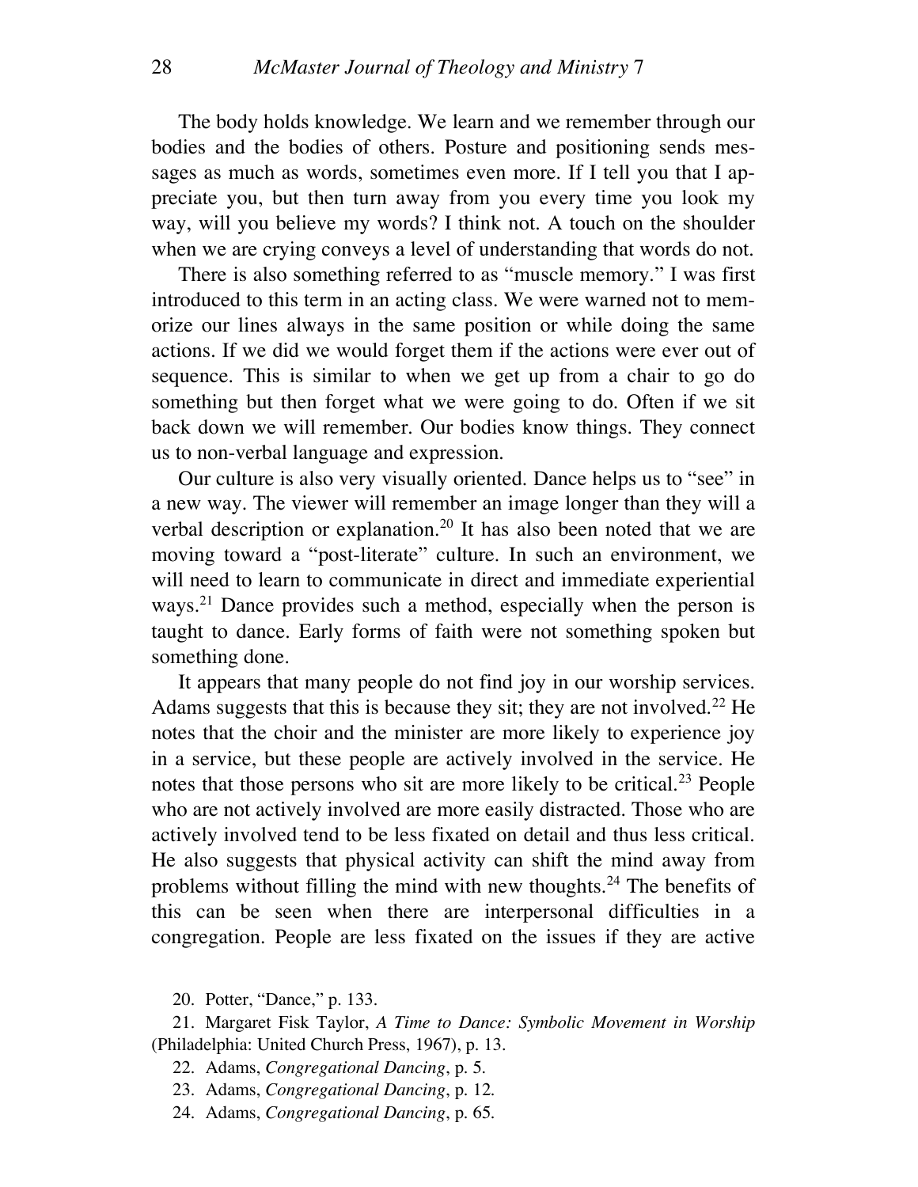The body holds knowledge. We learn and we remember through our bodies and the bodies of others. Posture and positioning sends messages as much as words, sometimes even more. If I tell you that I appreciate you, but then turn away from you every time you look my way, will you believe my words? I think not. A touch on the shoulder when we are crying conveys a level of understanding that words do not.

There is also something referred to as "muscle memory." I was first introduced to this term in an acting class. We were warned not to memorize our lines always in the same position or while doing the same actions. If we did we would forget them if the actions were ever out of sequence. This is similar to when we get up from a chair to go do something but then forget what we were going to do. Often if we sit back down we will remember. Our bodies know things. They connect us to non-verbal language and expression.

Our culture is also very visually oriented. Dance helps us to "see" in a new way. The viewer will remember an image longer than they will a verbal description or explanation.[20] It has also been noted that we are moving toward a "post-literate" culture. In such an environment, we will need to learn to communicate in direct and immediate experiential ways.[21] Dance provides such a method, especially when the person is taught to dance. Early forms of faith were not something spoken but something done.

It appears that many people do not find joy in our worship services. Adams suggests that this is because they sit; they are not involved.[22] He notes that the choir and the minister are more likely to experience joy in a service, but these people are actively involved in the service. He notes that those persons who sit are more likely to be critical.[23] People who are not actively involved are more easily distracted. Those who are actively involved tend to be less fixated on detail and thus less critical. He also suggests that physical activity can shift the mind away from problems without filling the mind with new thoughts.[24] The benefits of this can be seen when there are interpersonal difficulties in a congregation. People are less fixated on the issues if they are active

20. Potter, "Dance," p. 133.

21. Margaret Fisk Taylor, *A Time to Dance: Symbolic Movement in Worship* (Philadelphia: United Church Press, 1967), p. 13.

22. Adams, *Congregational Dancing*, p. 5.

23. Adams, *Congregational Dancing*, p. 12.

24. Adams, *Congregational Dancing*, p. 65.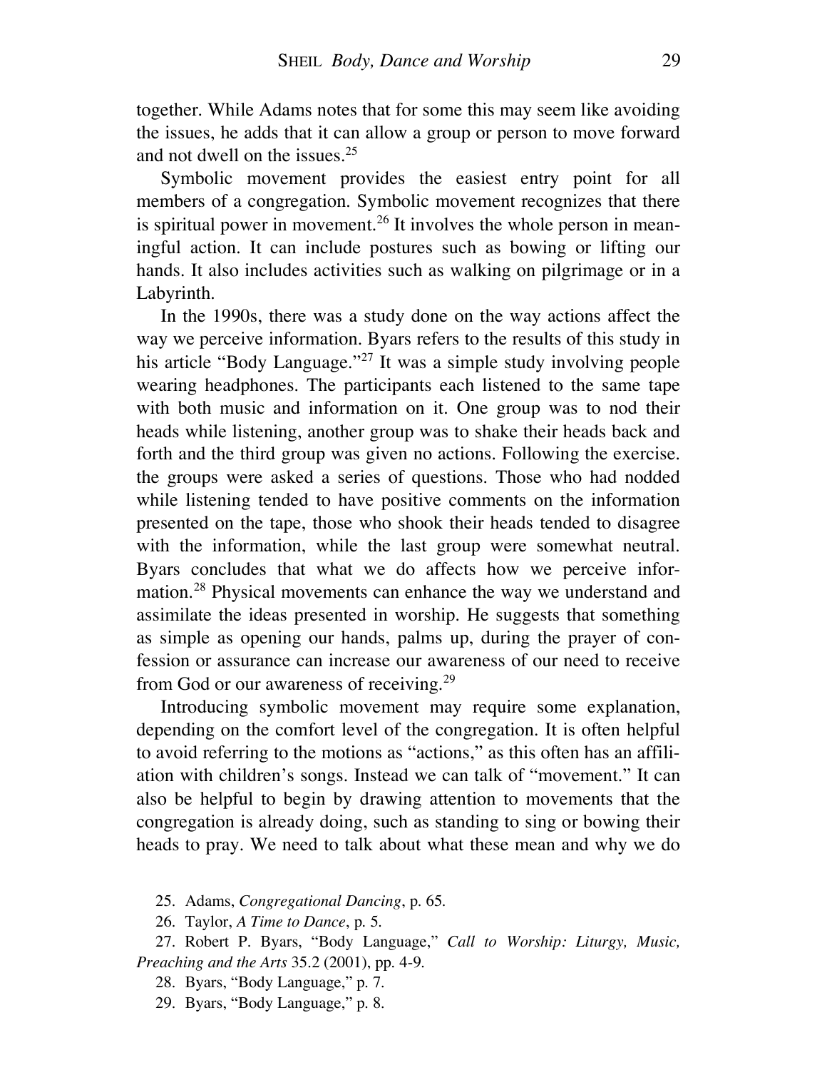together. While Adams notes that for some this may seem like avoiding the issues, he adds that it can allow a group or person to move forward and not dwell on the issues.[25]

Symbolic movement provides the easiest entry point for all members of a congregation. Symbolic movement recognizes that there is spiritual power in movement.[26] It involves the whole person in meaningful action. It can include postures such as bowing or lifting our hands. It also includes activities such as walking on pilgrimage or in a Labyrinth.

In the 1990s, there was a study done on the way actions affect the way we perceive information. Byars refers to the results of this study in his article "Body Language."[27] It was a simple study involving people wearing headphones. The participants each listened to the same tape with both music and information on it. One group was to nod their heads while listening, another group was to shake their heads back and forth and the third group was given no actions. Following the exercise. the groups were asked a series of questions. Those who had nodded while listening tended to have positive comments on the information presented on the tape, those who shook their heads tended to disagree with the information, while the last group were somewhat neutral. Byars concludes that what we do affects how we perceive information.[28] Physical movements can enhance the way we understand and assimilate the ideas presented in worship. He suggests that something as simple as opening our hands, palms up, during the prayer of confession or assurance can increase our awareness of our need to receive from God or our awareness of receiving.[29]

Introducing symbolic movement may require some explanation, depending on the comfort level of the congregation. It is often helpful to avoid referring to the motions as "actions," as this often has an affiliation with children's songs. Instead we can talk of "movement." It can also be helpful to begin by drawing attention to movements that the congregation is already doing, such as standing to sing or bowing their heads to pray. We need to talk about what these mean and why we do

25. Adams, *Congregational Dancing*, p. 65.

26. Taylor, *A Time to Dance*, p. 5.

27. Robert P. Byars, "Body Language," *Call to Worship: Liturgy, Music, Preaching and the Arts* 35.2 (2001), pp. 4-9.

28. Byars, "Body Language," p. 7.

29. Byars, "Body Language," p. 8.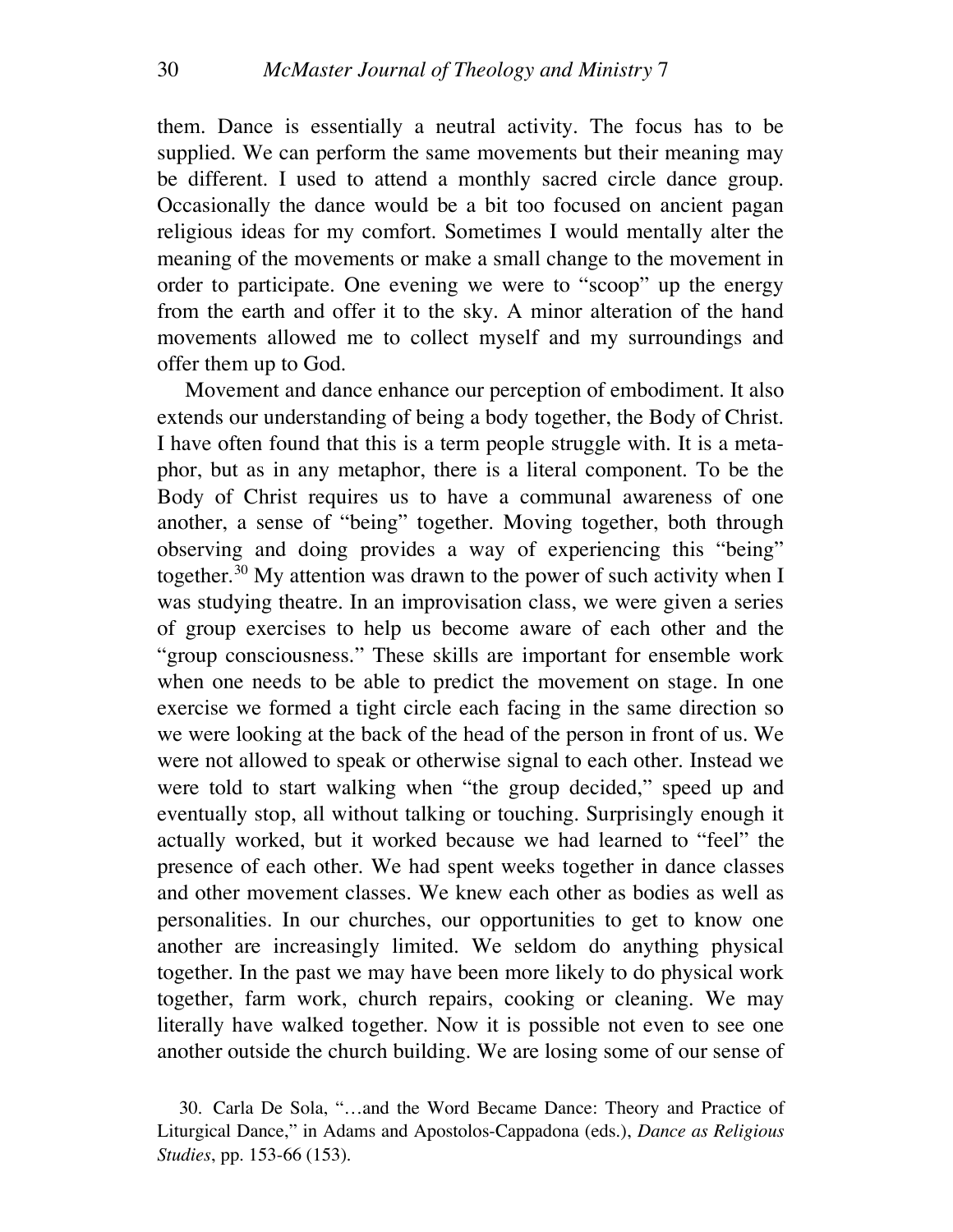them. Dance is essentially a neutral activity. The focus has to be supplied. We can perform the same movements but their meaning may be different. I used to attend a monthly sacred circle dance group. Occasionally the dance would be a bit too focused on ancient pagan religious ideas for my comfort. Sometimes I would mentally alter the meaning of the movements or make a small change to the movement in order to participate. One evening we were to "scoop" up the energy from the earth and offer it to the sky. A minor alteration of the hand movements allowed me to collect myself and my surroundings and offer them up to God.

Movement and dance enhance our perception of embodiment. It also extends our understanding of being a body together, the Body of Christ. I have often found that this is a term people struggle with. It is a metaphor, but as in any metaphor, there is a literal component. To be the Body of Christ requires us to have a communal awareness of one another, a sense of "being" together. Moving together, both through observing and doing provides a way of experiencing this "being" together.[30] My attention was drawn to the power of such activity when I was studying theatre. In an improvisation class, we were given a series of group exercises to help us become aware of each other and the "group consciousness." These skills are important for ensemble work when one needs to be able to predict the movement on stage. In one exercise we formed a tight circle each facing in the same direction so we were looking at the back of the head of the person in front of us. We were not allowed to speak or otherwise signal to each other. Instead we were told to start walking when "the group decided," speed up and eventually stop, all without talking or touching. Surprisingly enough it actually worked, but it worked because we had learned to "feel" the presence of each other. We had spent weeks together in dance classes and other movement classes. We knew each other as bodies as well as personalities. In our churches, our opportunities to get to know one another are increasingly limited. We seldom do anything physical together. In the past we may have been more likely to do physical work together, farm work, church repairs, cooking or cleaning. We may literally have walked together. Now it is possible not even to see one another outside the church building. We are losing some of our sense of

30. Carla De Sola, "…and the Word Became Dance: Theory and Practice of Liturgical Dance," in Adams and Apostolos-Cappadona (eds.), *Dance as Religious Studies*, pp. 153-66 (153).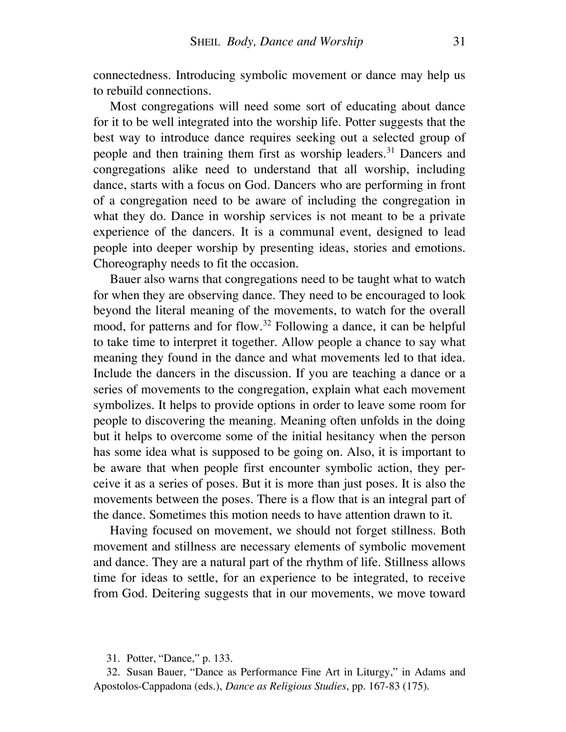connectedness. Introducing symbolic movement or dance may help us to rebuild connections.

Most congregations will need some sort of educating about dance for it to be well integrated into the worship life. Potter suggests that the best way to introduce dance requires seeking out a selected group of people and then training them first as worship leaders.[31] Dancers and congregations alike need to understand that all worship, including dance, starts with a focus on God. Dancers who are performing in front of a congregation need to be aware of including the congregation in what they do. Dance in worship services is not meant to be a private experience of the dancers. It is a communal event, designed to lead people into deeper worship by presenting ideas, stories and emotions. Choreography needs to fit the occasion.

Bauer also warns that congregations need to be taught what to watch for when they are observing dance. They need to be encouraged to look beyond the literal meaning of the movements, to watch for the overall mood, for patterns and for flow.[32] Following a dance, it can be helpful to take time to interpret it together. Allow people a chance to say what meaning they found in the dance and what movements led to that idea. Include the dancers in the discussion. If you are teaching a dance or a series of movements to the congregation, explain what each movement symbolizes. It helps to provide options in order to leave some room for people to discovering the meaning. Meaning often unfolds in the doing but it helps to overcome some of the initial hesitancy when the person has some idea what is supposed to be going on. Also, it is important to be aware that when people first encounter symbolic action, they perceive it as a series of poses. But it is more than just poses. It is also the movements between the poses. There is a flow that is an integral part of the dance. Sometimes this motion needs to have attention drawn to it.

Having focused on movement, we should not forget stillness. Both movement and stillness are necessary elements of symbolic movement and dance. They are a natural part of the rhythm of life. Stillness allows time for ideas to settle, for an experience to be integrated, to receive from God. Deitering suggests that in our movements, we move toward

31. Potter, "Dance," p. 133.

32. Susan Bauer, "Dance as Performance Fine Art in Liturgy," in Adams and Apostolos-Cappadona (eds.), *Dance as Religious Studies*, pp. 167-83 (175).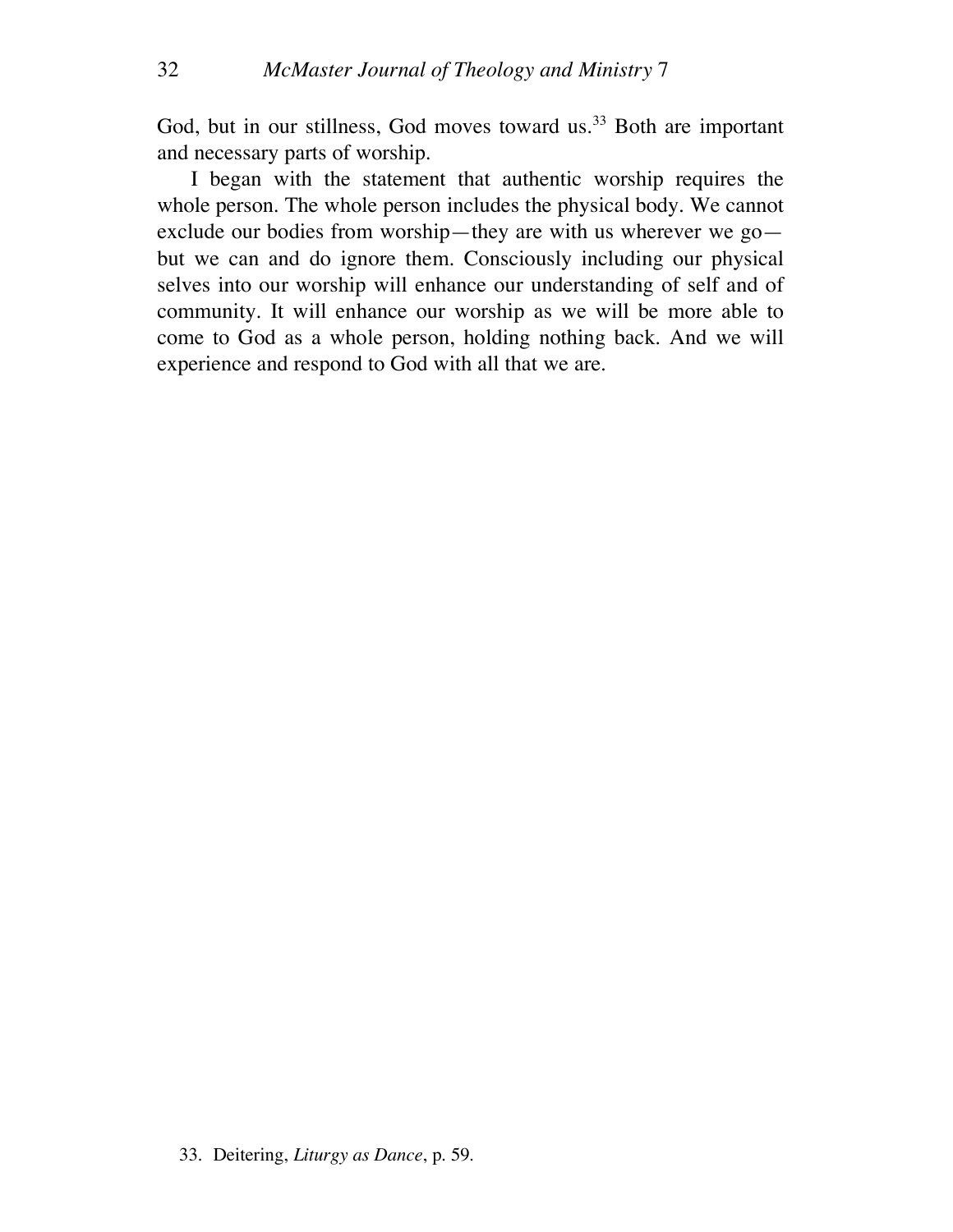God, but in our stillness, God moves toward us.[33] Both are important and necessary parts of worship.

I began with the statement that authentic worship requires the whole person. The whole person includes the physical body. We cannot exclude our bodies from worship—they are with us wherever we go—but we can and do ignore them. Consciously including our physical selves into our worship will enhance our understanding of self and of community. It will enhance our worship as we will be more able to come to God as a whole person, holding nothing back. And we will experience and respond to God with all that we are.

33. Deitering, *Liturgy as Dance*, p. 59.